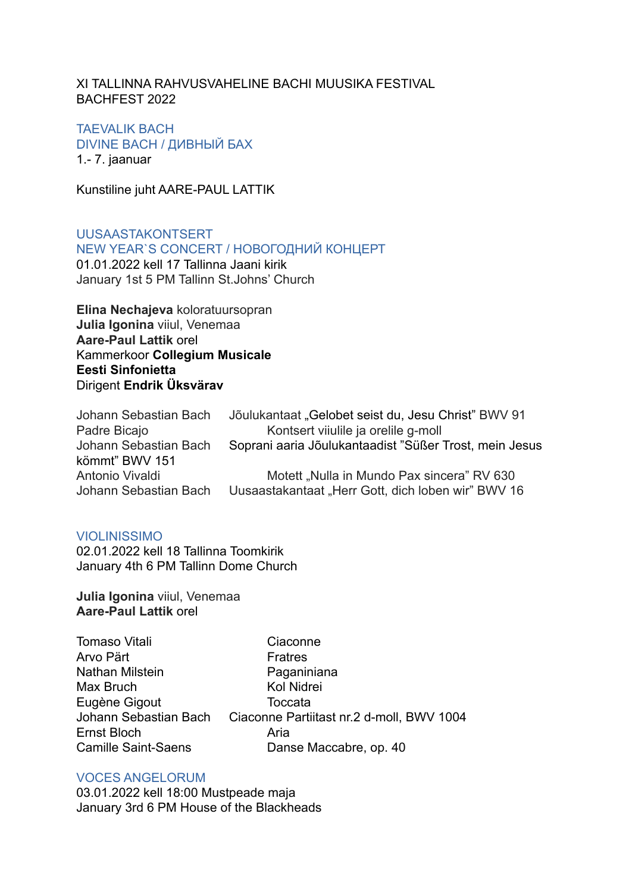XI TALLINNA RAHVUSVAHELINE BACHI MUUSIKA FESTIVAL
BACHFEST 2022

## TAEVALIK BACH
## DIVINE BACH / ДИВНЫЙ БАХ

1.- 7. jaanuar

Kunstiline juht AARE-PAUL LATTIK

### UUSAASTAKONTSERT
### NEW YEAR`S CONCERT / НОВОГОДНИЙ КОНЦЕРТ

01.01.2022 kell 17 Tallinna Jaani kirik
January 1st 5 PM Tallinn St.Johns' Church

**Elina Nechajeva** koloratuursopran
**Julia Igonina** viiul, Venemaa
**Aare-Paul Lattik** orel
Kammerkoor **Collegium Musicale**
**Eesti Sinfonietta**
Dirigent **Endrik Üksvärav**

| | |
|---|---|
| Johann Sebastian Bach | Jõulukantaat „Gelobet seist du, Jesu Christ" BWV 91 |
| Padre Bicajo | Kontsert viiulile ja orelile g-moll |
| Johann Sebastian Bach | Soprani aaria Jõulukantaadist "Süßer Trost, mein Jesus kömmt" BWV 151 |
| Antonio Vivaldi | Motett „Nulla in Mundo Pax sincera" RV 630 |
| Johann Sebastian Bach | Uusaastakantaat „Herr Gott, dich loben wir" BWV 16 |

### VIOLINISSIMO

02.01.2022 kell 18 Tallinna Toomkirik
January 4th 6 PM Tallinn Dome Church

**Julia Igonina** viiul, Venemaa
**Aare-Paul Lattik** orel

| | |
|---|---|
| Tomaso Vitali | Ciaconne |
| Arvo Pärt | Fratres |
| Nathan Milstein | Paganiniana |
| Max Bruch | Kol Nidrei |
| Eugène Gigout | Toccata |
| Johann Sebastian Bach | Ciaconne Partiitast nr.2 d-moll, BWV 1004 |
| Ernst Bloch | Aria |
| Camille Saint-Saens | Danse Maccabre, op. 40 |

### VOCES ANGELORUM

03.01.2022 kell 18:00 Mustpeade maja
January 3rd 6 PM House of the Blackheads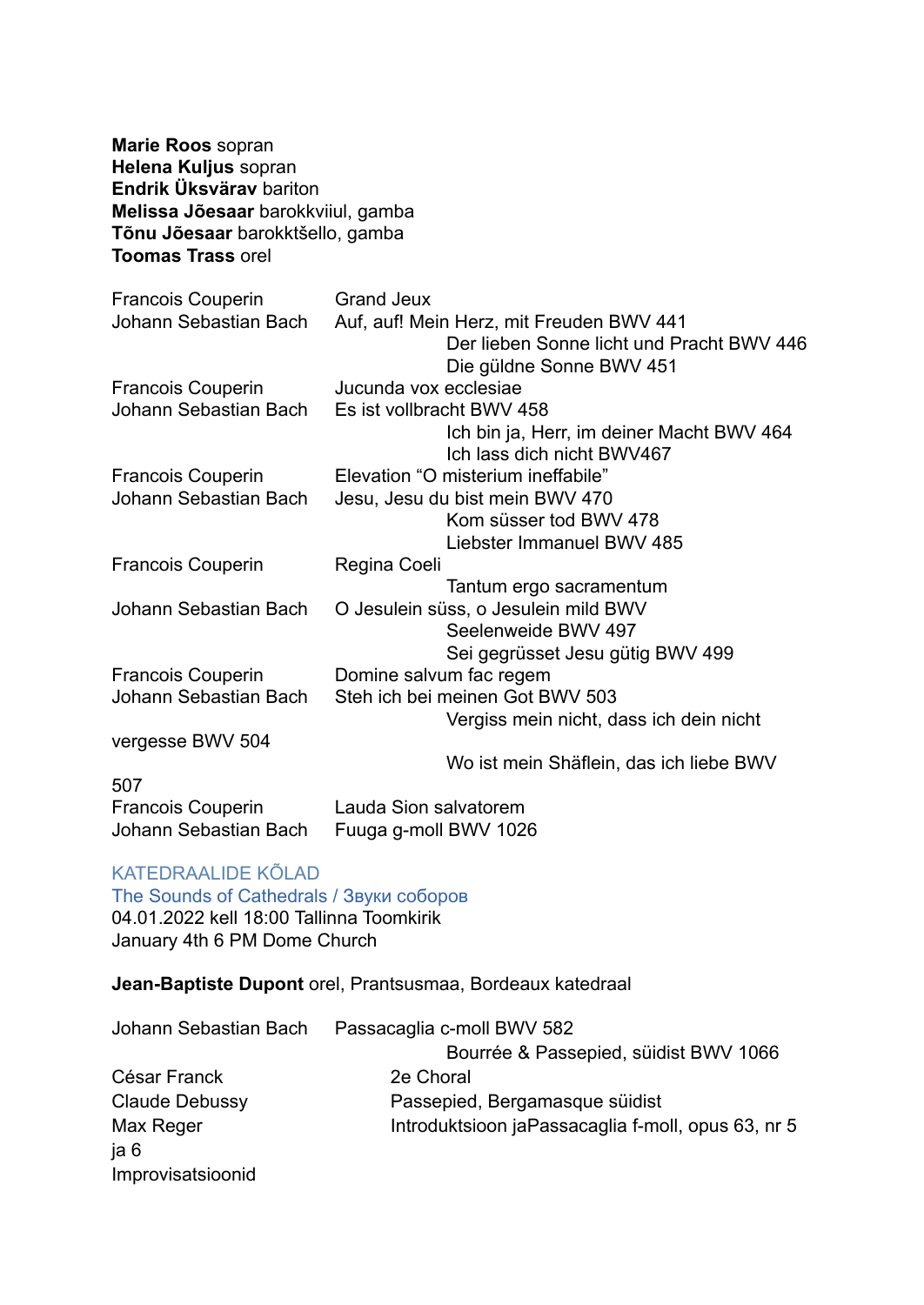**Marie Roos** sopran
**Helena Kuljus** sopran
**Endrik Üksvärav** bariton
**Melissa Jõesaar** barokkviiul, gamba
**Tõnu Jõesaar** barokktšello, gamba
**Toomas Trass** orel

| | |
|---|---|
| Francois Couperin | Grand Jeux |
| Johann Sebastian Bach | Auf, auf! Mein Herz, mit Freuden BWV 441 |
| | Der lieben Sonne licht und Pracht BWV 446 |
| | Die güldne Sonne BWV 451 |
| Francois Couperin | Jucunda vox ecclesiae |
| Johann Sebastian Bach | Es ist vollbracht BWV 458 |
| | Ich bin ja, Herr, im deiner Macht BWV 464 |
| | Ich lass dich nicht BWV467 |
| Francois Couperin | Elevation "O misterium ineffabile" |
| Johann Sebastian Bach | Jesu, Jesu du bist mein BWV 470 |
| | Kom süsser tod BWV 478 |
| | Liebster Immanuel BWV 485 |
| Francois Couperin | Regina Coeli |
| | Tantum ergo sacramentum |
| Johann Sebastian Bach | O Jesulein süss, o Jesulein mild BWV |
| | Seelenweide BWV 497 |
| | Sei gegrüsset Jesu gütig BWV 499 |
| Francois Couperin | Domine salvum fac regem |
| Johann Sebastian Bach | Steh ich bei meinen Got BWV 503 |
| | Vergiss mein nicht, dass ich dein nicht vergesse BWV 504 |
| | Wo ist mein Shäflein, das ich liebe BWV 507 |
| Francois Couperin | Lauda Sion salvatorem |
| Johann Sebastian Bach | Fuuga g-moll BWV 1026 |

## KATEDRAALIDE KÕLAD

The Sounds of Cathedrals / Звуки соборов

04.01.2022 kell 18:00 Tallinna Toomkirik
January 4th 6 PM Dome Church

**Jean-Baptiste Dupont** orel, Prantsusmaa, Bordeaux katedraal

| | |
|---|---|
| Johann Sebastian Bach | Passacaglia c-moll BWV 582 |
| | Bourrée & Passepied, süidist BWV 1066 |
| César Franck | 2e Choral |
| Claude Debussy | Passepied, Bergamasque süidist |
| Max Reger | Introduktsioon jaPassacaglia f-moll, opus 63, nr 5 ja 6 |
| Improvisatsioonid | |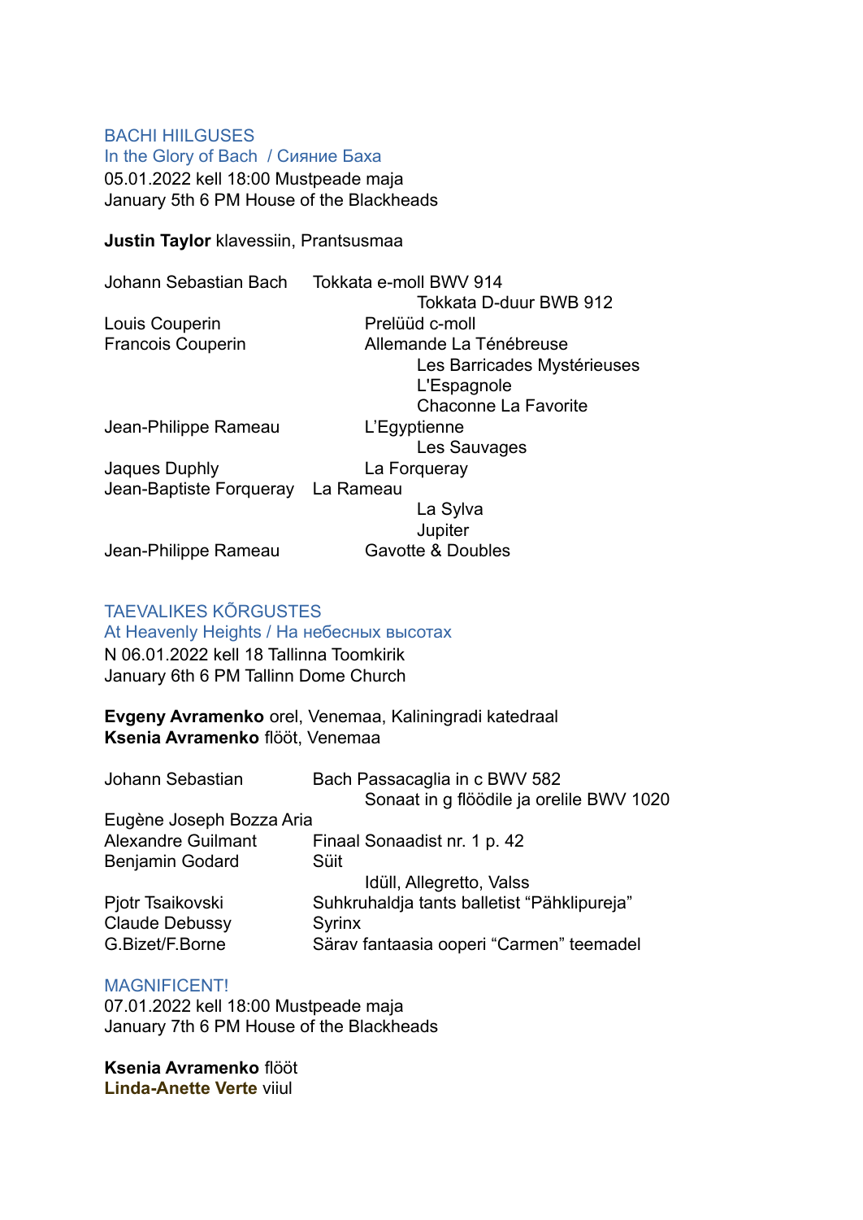## BACHI HIILGUSES

### In the Glory of Bach / Сияние Баха

05.01.2022 kell 18:00 Mustpeade maja
January 5th 6 PM House of the Blackheads

**Justin Taylor** klavessiin, Prantsusmaa

| | |
|---|---|
| Johann Sebastian Bach | Tokkata e-moll BWV 914 |
| | Tokkata D-duur BWB 912 |
| Louis Couperin | Prelüüd c-moll |
| Francois Couperin | Allemande La Ténébreuse |
| | Les Barricades Mystérieuses |
| | L'Espagnole |
| | Chaconne La Favorite |
| Jean-Philippe Rameau | L'Egyptienne |
| | Les Sauvages |
| Jaques Duphly | La Forqueray |
| Jean-Baptiste Forqueray | La Rameau |
| | La Sylva |
| | Jupiter |
| Jean-Philippe Rameau | Gavotte & Doubles |

## TAEVALIKES KÕRGUSTES

### At Heavenly Heights / На небесных высотах

N 06.01.2022 kell 18 Tallinna Toomkirik
January 6th 6 PM Tallinn Dome Church

**Evgeny Avramenko** orel, Venemaa, Kaliningradi katedraal
**Ksenia Avramenko** flööt, Venemaa

| | |
|---|---|
| Johann Sebastian | Bach Passacaglia in c BWV 582 |
| | Sonaat in g flöödile ja orelile BWV 1020 |
| Eugène Joseph Bozza Aria | |
| Alexandre Guilmant | Finaal Sonaadist nr. 1 p. 42 |
| Benjamin Godard | Süit |
| | Idüll, Allegretto, Valss |
| Pjotr Tsaikovski | Suhkruhaldja tants balletist "Pähklipureja" |
| Claude Debussy | Syrinx |
| G.Bizet/F.Borne | Särav fantaasia ooperi "Carmen" teemadel |

## MAGNIFICENT!

07.01.2022 kell 18:00 Mustpeade maja
January 7th 6 PM House of the Blackheads

**Ksenia Avramenko** flööt
**Linda-Anette Verte** viiul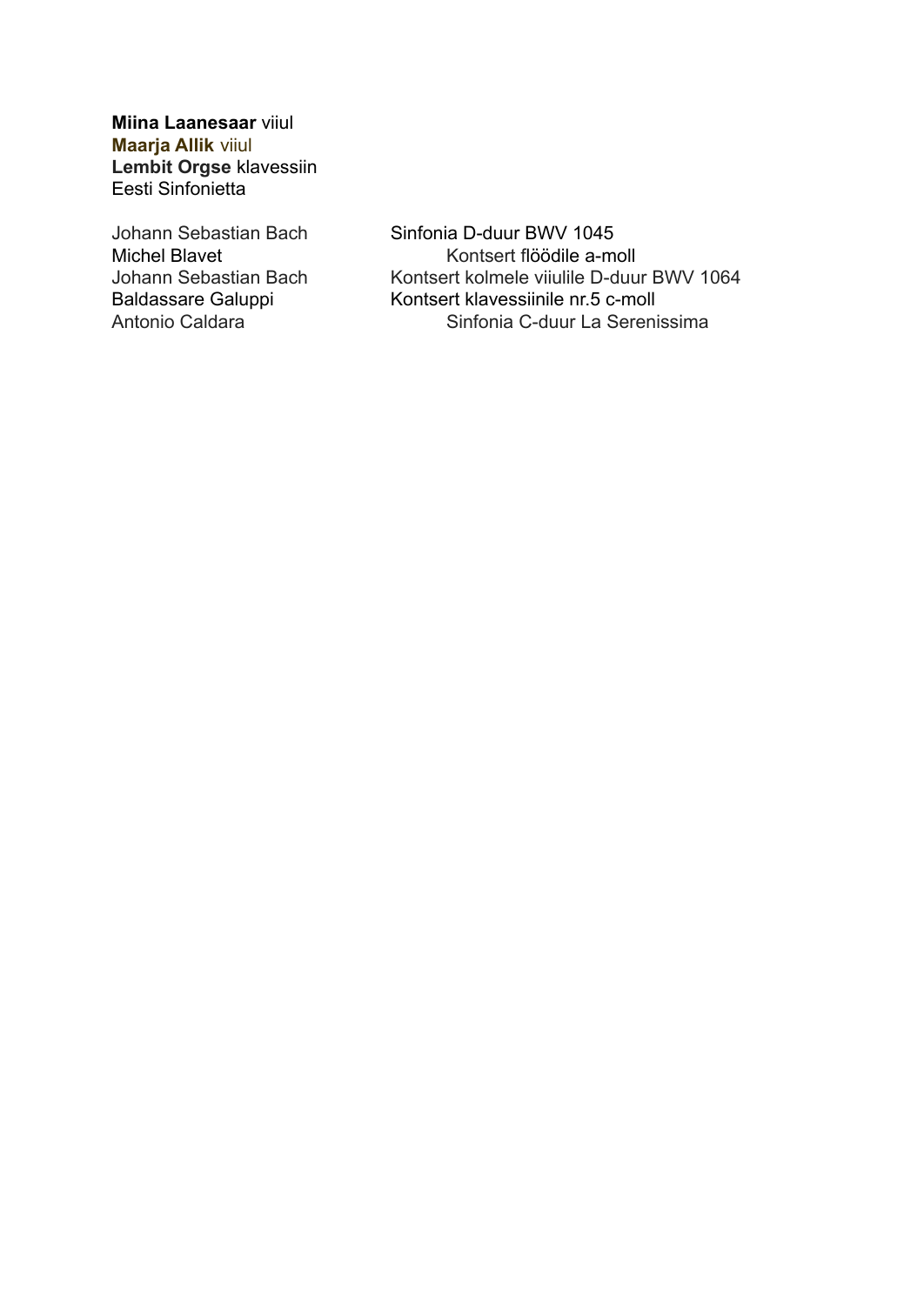**Miina Laanesaar** viiul
**Maarja Allik** viiul
**Lembit Orgse** klavessiin
Eesti Sinfonietta

| | |
|---|---|
| Johann Sebastian Bach | Sinfonia D-duur BWV 1045 |
| Michel Blavet | Kontsert flöödile a-moll |
| Johann Sebastian Bach | Kontsert kolmele viiulile D-duur BWV 1064 |
| Baldassare Galuppi | Kontsert klavessiinile nr.5 c-moll |
| Antonio Caldara | Sinfonia C-duur La Serenissima |